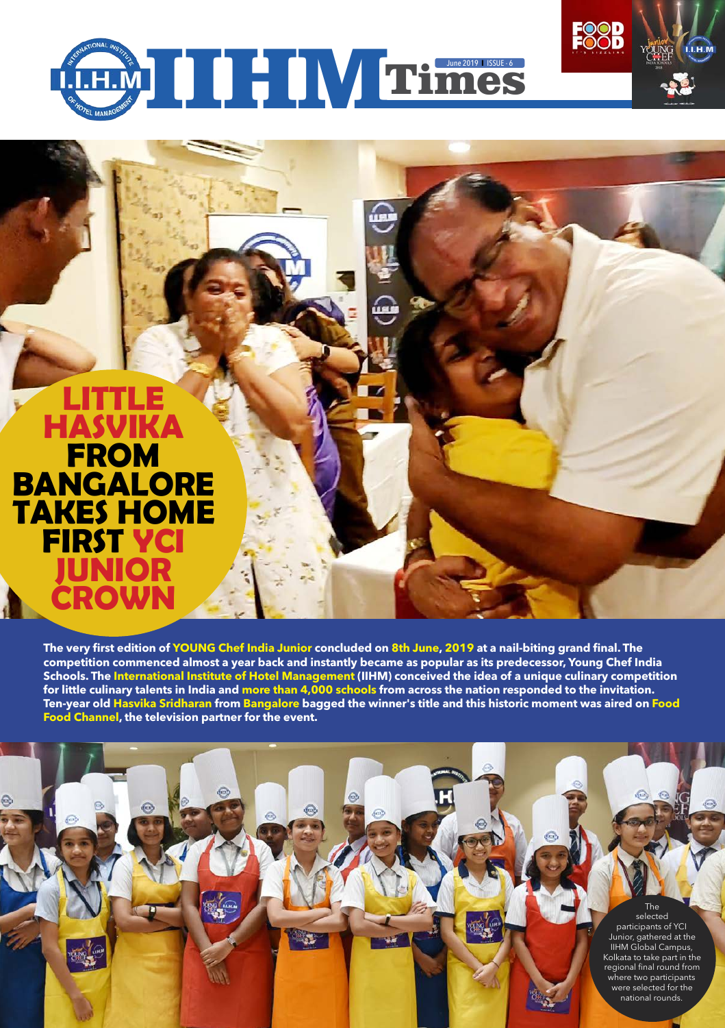# IIHM Times

June 2019 | ISSUE - 6

# LITTLE HASVIKA FROM BANGALORE TAKES HOME FIRST YCI JUNIOR CROWN

**The very first edition of YOUNG Chef India Junior concluded on 8th June, 2019 at a nail-biting grand final. The competition commenced almost a year back and instantly became as popular as its predecessor, Young Chef India Schools. The International Institute of Hotel Management (IIHM) conceived the idea of a unique culinary competition for little culinary talents in India and more than 4,000 schools from across the nation responded to the invitation. Ten-year old Hasvika Sridharan from Bangalore bagged the winner's title and this historic moment was aired on Food Food Channel, the television partner for the event.**

The selected participants of YCI Junior, gathered at the IIHM Global Campus, Kolkata to take part in the regional final round from where two participants were selected for the national rounds.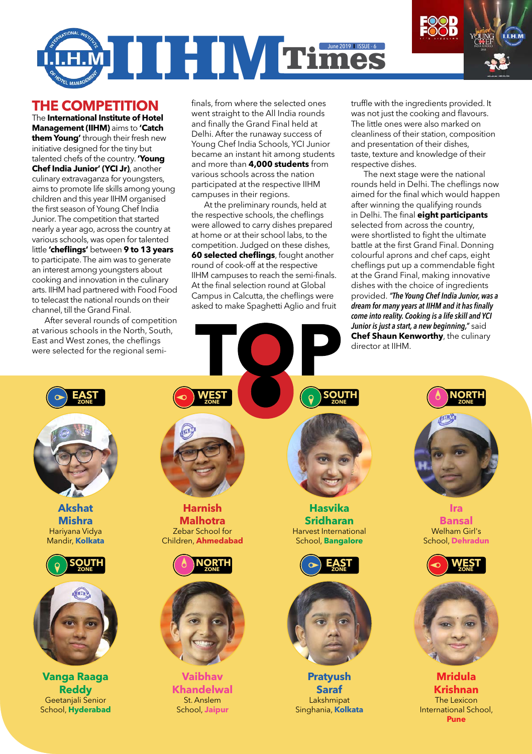# THE COMPETITION

The **International Institute of Hotel Management (IIHM)** aims to **'Catch them Young'** through their fresh new initiative designed for the tiny but talented chefs of the country. **'Young Chef India Junior' (YCI Jr)**, another culinary extravaganza for youngsters, aims to promote life skills among young children and this year IIHM organised the first season of Young Chef India Junior. The competition that started nearly a year ago, across the country at various schools, was open for talented little **'cheflings'** between **9 to 13 years** to participate. The aim was to generate an interest among youngsters about cooking and innovation in the culinary arts. IIHM had partnered with Food Food to telecast the national rounds on their channel, till the Grand Final.

After several rounds of competition at various schools in the North, South, East and West zones, the cheflings were selected for the regional semi-finals, from where the selected ones went straight to the All India rounds and finally the Grand Final held at Delhi. After the runaway success of Young Chef India Schools, YCI Junior became an instant hit among students and more than **4,000 students** from various schools across the nation participated at the respective IIHM campuses in their regions.

At the preliminary rounds, held at the respective schools, the cheflings were allowed to carry dishes prepared at home or at their school labs, to the competition. Judged on these dishes, **60 selected cheflings**, fought another round of cook-off at the respective IIHM campuses to reach the semi-finals. At the final selection round at Global Campus in Calcutta, the cheflings were asked to make Spaghetti Aglio and fruit truffle with the ingredients provided. It was not just the cooking and flavours. The little ones were also marked on cleanliness of their station, composition and presentation of their dishes, taste, texture and knowledge of their respective dishes.

The next stage were the national rounds held in Delhi. The cheflings now aimed for the final which would happen after winning the qualifying rounds in Delhi. The final **eight participants** selected from across the country, were shortlisted to fight the ultimate battle at the first Grand Final. Donning colourful aprons and chef caps, eight cheflings put up a commendable fight at the Grand Final, making innovative dishes with the choice of ingredients provided. ***"The Young Chef India Junior, was a dream for many years at IIHM and it has finally come into reality. Cooking is a life skill and YCI Junior is just a start, a new beginning,"*** said **Chef Shaun Kenworthy**, the culinary director at IIHM.

## TOP 8

**EAST ZONE** — **Akshat Mishra**, Hariyana Vidya Mandir, **Kolkata**

**WEST ZONE** — **Harnish Malhotra**, Zebar School for Children, **Ahmedabad**

**SOUTH ZONE** — **Hasvika Sridharan**, Harvest International School, **Bangalore**

**NORTH ZONE** — **Ira Bansal**, Welham Girl's School, **Dehradun**

**SOUTH ZONE** — **Vanga Raaga Reddy**, Geetanjali Senior School, **Hyderabad**

**NORTH ZONE** — **Vaibhav Khandelwal**, St. Anslem School, **Jaipur**

**EAST ZONE** — **Pratyush Saraf**, Lakshmipat Singhania, **Kolkata**

**WEST ZONE** — **Mridula Krishnan**, The Lexicon International School, **Pune**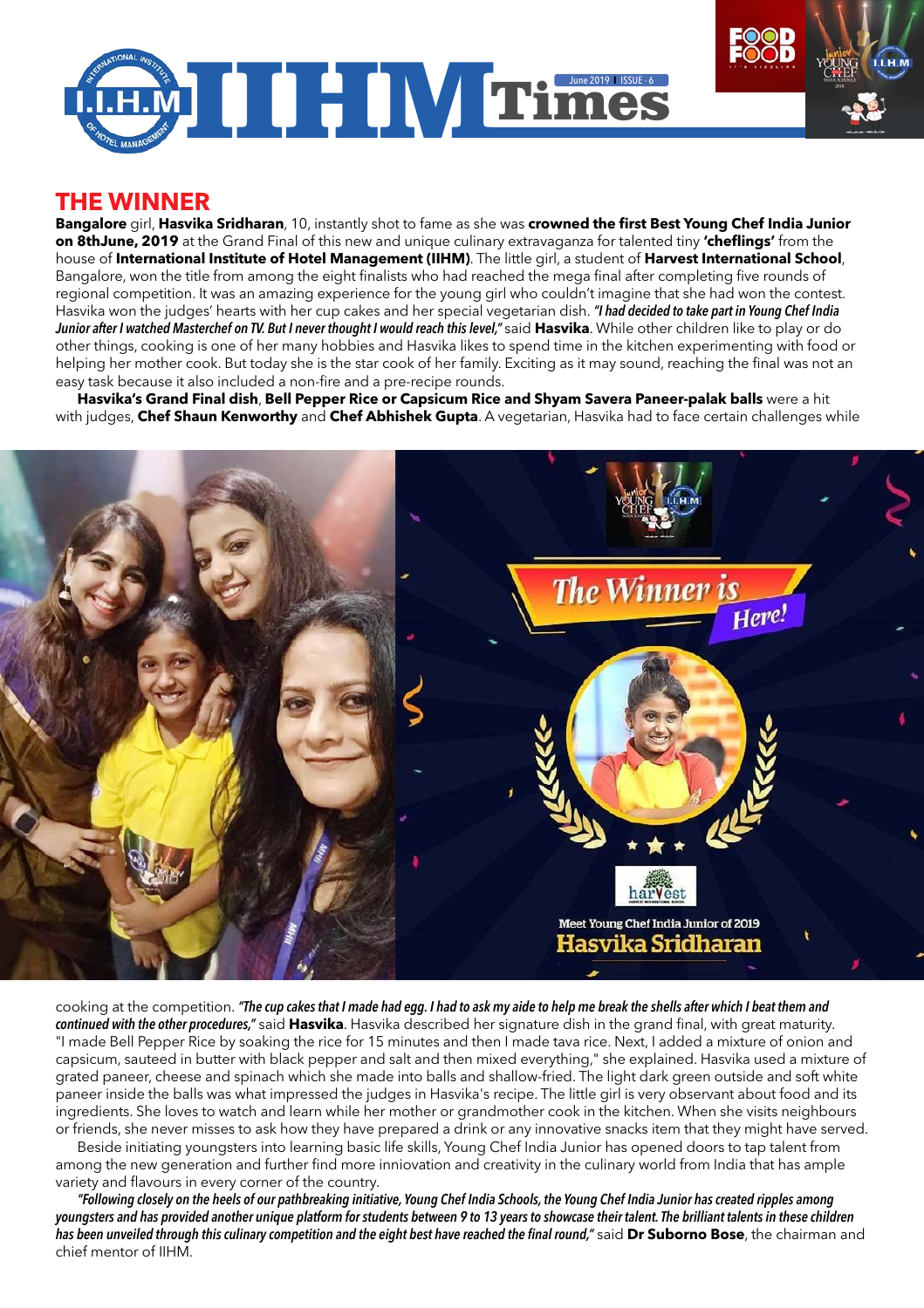## THE WINNER

**Bangalore** girl, **Hasvika Sridharan**, 10, instantly shot to fame as she was **crowned the first Best Young Chef India Junior on 8thJune, 2019** at the Grand Final of this new and unique culinary extravaganza for talented tiny **'cheflings'** from the house of **International Institute of Hotel Management (IIHM)**. The little girl, a student of **Harvest International School**, Bangalore, won the title from among the eight finalists who had reached the mega final after completing five rounds of regional competition. It was an amazing experience for the young girl who couldn't imagine that she had won the contest. Hasvika won the judges' hearts with her cup cakes and her special vegetarian dish. ***"I had decided to take part in Young Chef India Junior after I watched Masterchef on TV. But I never thought I would reach this level,"*** said **Hasvika**. While other children like to play or do other things, cooking is one of her many hobbies and Hasvika likes to spend time in the kitchen experimenting with food or helping her mother cook. But today she is the star cook of her family. Exciting as it may sound, reaching the final was not an easy task because it also included a non-fire and a pre-recipe rounds.

**Hasvika's Grand Final dish**, **Bell Pepper Rice or Capsicum Rice and Shyam Savera Paneer-palak balls** were a hit with judges, **Chef Shaun Kenworthy** and **Chef Abhishek Gupta**. A vegetarian, Hasvika had to face certain challenges while cooking at the competition. ***"The cup cakes that I made had egg. I had to ask my aide to help me break the shells after which I beat them and continued with the other procedures,"*** said **Hasvika**. Hasvika described her signature dish in the grand final, with great maturity. "I made Bell Pepper Rice by soaking the rice for 15 minutes and then I made tava rice. Next, I added a mixture of onion and capsicum, sauteed in butter with black pepper and salt and then mixed everything," she explained. Hasvika used a mixture of grated paneer, cheese and spinach which she made into balls and shallow-fried. The light dark green outside and soft white paneer inside the balls was what impressed the judges in Hasvika's recipe. The little girl is very observant about food and its ingredients. She loves to watch and learn while her mother or grandmother cook in the kitchen. When she visits neighbours or friends, she never misses to ask how they have prepared a drink or any innovative snacks item that they might have served.

Beside initiating youngsters into learning basic life skills, Young Chef India Junior has opened doors to tap talent from among the new generation and further find more innovation and creativity in the culinary world from India that has ample variety and flavours in every corner of the country.

***"Following closely on the heels of our pathbreaking initiative, Young Chef India Schools, the Young Chef India Junior has created ripples among youngsters and has provided another unique platform for students between 9 to 13 years to showcase their talent. The brilliant talents in these children has been unveiled through this culinary competition and the eight best have reached the final round,"*** said **Dr Suborno Bose**, the chairman and chief mentor of IIHM.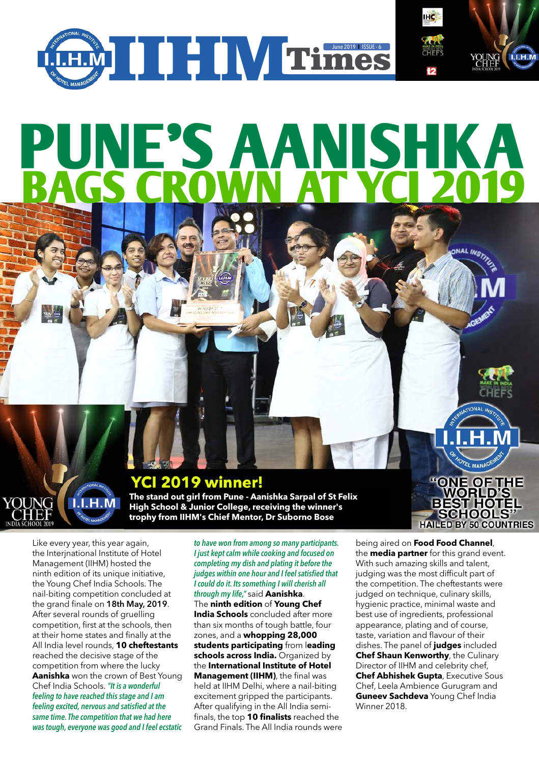# PUNE'S AANISHKA BAGS CROWN AT YCI 2019

## YCI 2019 winner!

**The stand out girl from Pune - Aanishka Sarpal of St Felix High School & Junior College, receiving the winner's trophy from IIHM's Chief Mentor, Dr Suborno Bose**

**"ONE OF THE WORLD'S BEST HOTEL SCHOOLS" HAILED BY 50 COUNTRIES**

Like every year, this year again, the Interjnational Institute of Hotel Management (IIHM) hosted the ninth edition of its unique initiative, the Young Chef India Schools. The nail-biting competition concluded at the grand finale on **18th May, 2019**. After several rounds of gruelling competition, first at the schools, then at their home states and finally at the All India level rounds, **10 cheftestants** reached the decisive stage of the competition from where the lucky **Aanishka** won the crown of Best Young Chef India Schools. *"It is a wonderful feeling to have reached this stage and I am feeling excited, nervous and satisfied at the same time. The competition that we had here was tough, everyone was good and I feel ecstatic to have won from among so many participants. I just kept calm while cooking and focused on completing my dish and plating it before the judges within one hour and I feel satisfied that I could do it. Its something I will cherish all through my life,"* said **Aanishka**.

The **ninth edition** of **Young Chef India Schools** concluded after more than six months of tough battle, four zones, and a **whopping 28,000 students participating** from l**eading schools across India.** Organized by the **International Institute of Hotel Management (IIHM)**, the final was held at IIHM Delhi, where a nail-biting excitement gripped the participants. After qualifying in the All India semi-finals, the top **10 finalists** reached the Grand Finals. The All India rounds were being aired on **Food Food Channel**, the **media partner** for this grand event. With such amazing skills and talent, judging was the most difficult part of the competition. The cheftestants were judged on technique, culinary skills, hygienic practice, minimal waste and best use of ingredients, professional appearance, plating and of course, taste, variation and flavour of their dishes. The panel of **judges** included **Chef Shaun Kenworthy**, the Culinary Director of IIHM and celebrity chef, **Chef Abhishek Gupta**, Executive Sous Chef, Leela Ambience Gurugram and **Guneev Sachdeva** Young Chef India Winner 2018.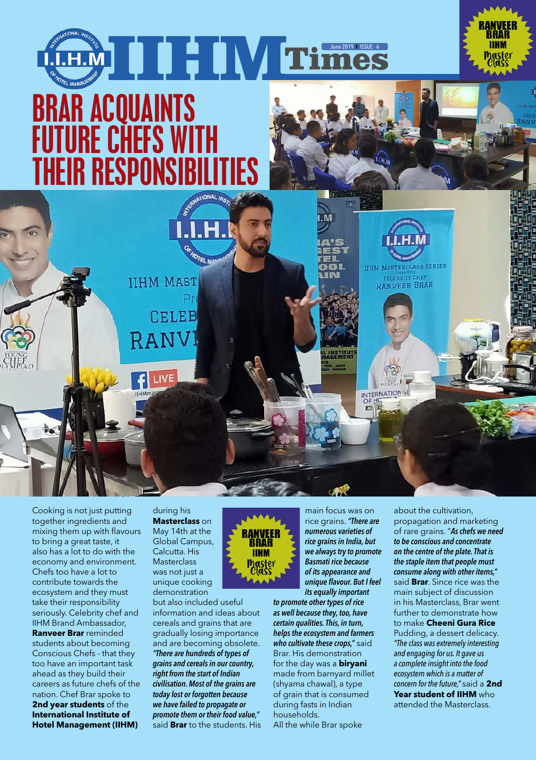# IIHM Times

June 2019 | ISSUE - 6

# BRAR ACQUAINTS FUTURE CHEFS WITH THEIR RESPONSIBILITIES

Cooking is not just putting together ingredients and mixing them up with flavours to bring a great taste, it also has a lot to do with the economy and environment. Chefs too have a lot to contribute towards the ecosystem and they must take their responsibility seriously. Celebrity chef and IIHM Brand Ambassador, **Ranveer Brar** reminded students about becoming Conscious Chefs - that they too have an important task ahead as they build their careers as future chefs of the nation. Chef Brar spoke to **2nd year students** of the **International Institute of Hotel Management (IIHM)** during his **Masterclass** on May 14th at the Global Campus, Calcutta. His Masterclass was not just a unique cooking demonstration but also included useful information and ideas about cereals and grains that are gradually losing importance and are becoming obsolete. ***"There are hundreds of types of grains and cereals in our country, right from the start of Indian civilisation. Most of the grains are today lost or forgotten because we have failed to propagate or promote them or their food value,"*** said **Brar** to the students. His main focus was on rice grains. ***"There are numerous varieties of rice grains in India, but we always try to promote Basmati rice because of its appearance and unique flavour. But I feel its equally important to promote other types of rice as well because they, too, have certain qualities. This, in turn, helps the ecosystem and farmers who cultivate these crops,"*** said Brar. His demonstration for the day was a **biryani** made from barnyard millet (shyama chawal), a type of grain that is consumed during fasts in Indian households.

All the while Brar spoke about the cultivation, propagation and marketing of rare grains. "***As chefs we need to be conscious and concentrate on the centre of the plate. That is the staple item that people must consume along with other items,"*** said **Brar**. Since rice was the main subject of discussion in his Masterclass, Brar went further to demonstrate how to make **Cheeni Gura Rice** Pudding, a dessert delicacy. *"The class was extremely interesting and engaging for us. It gave us a complete insight into the food ecosystem which is a matter of concern for the future,"* said a **2nd Year student of IIHM** who attended the Masterclass.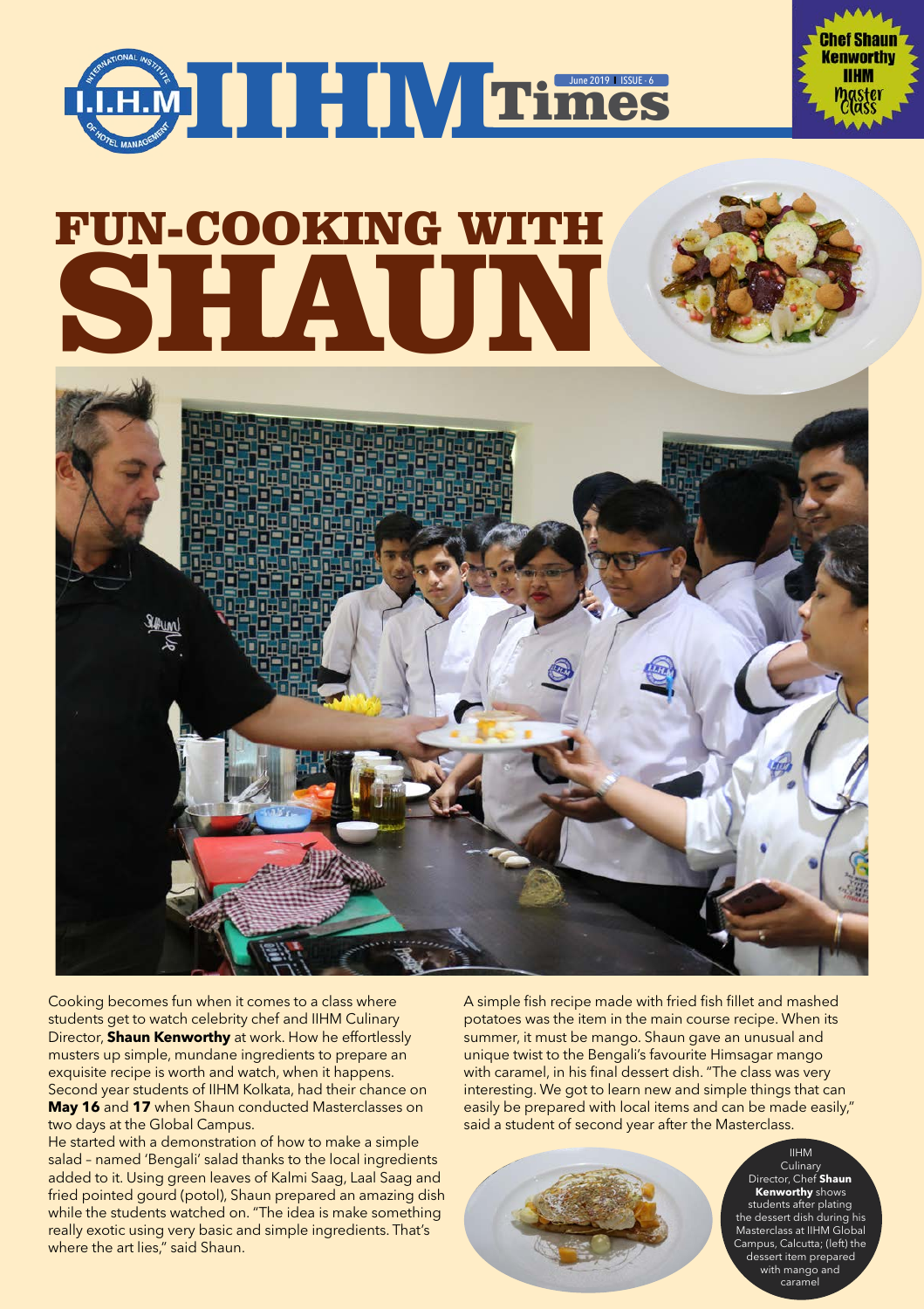# FUN-COOKING WITH SHAUN

Cooking becomes fun when it comes to a class where students get to watch celebrity chef and IIHM Culinary Director, **Shaun Kenworthy** at work. How he effortlessly musters up simple, mundane ingredients to prepare an exquisite recipe is worth and watch, when it happens. Second year students of IIHM Kolkata, had their chance on **May 16** and **17** when Shaun conducted Masterclasses on two days at the Global Campus.

He started with a demonstration of how to make a simple salad – named 'Bengali' salad thanks to the local ingredients added to it. Using green leaves of Kalmi Saag, Laal Saag and fried pointed gourd (potol), Shaun prepared an amazing dish while the students watched on. "The idea is make something really exotic using very basic and simple ingredients. That's where the art lies," said Shaun.

A simple fish recipe made with fried fish fillet and mashed potatoes was the item in the main course recipe. When its summer, it must be mango. Shaun gave an unusual and unique twist to the Bengali's favourite Himsagar mango with caramel, in his final dessert dish. "The class was very interesting. We got to learn new and simple things that can easily be prepared with local items and can be made easily," said a student of second year after the Masterclass.

IIHM Culinary Director, Chef **Shaun Kenworthy** shows students after plating the dessert dish during his Masterclass at IIHM Global Campus, Calcutta; (left) the dessert item prepared with mango and caramel